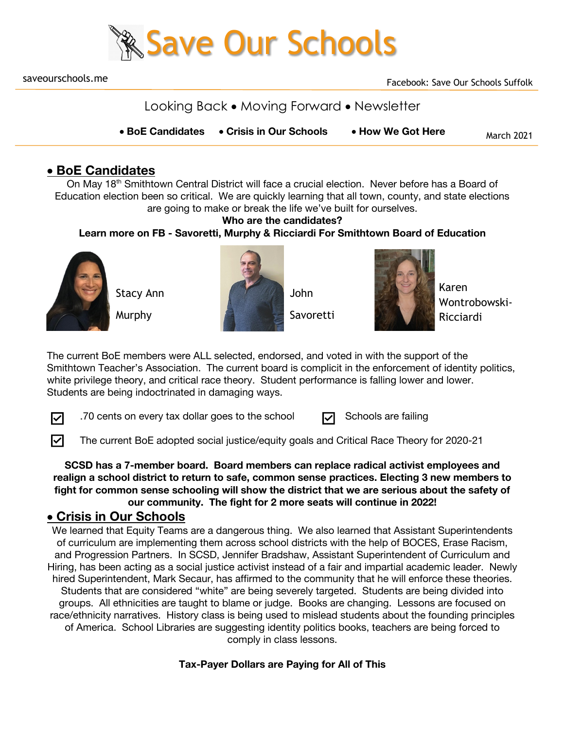# Save Our Schools

saveourschools.me

Facebook: Save Our Schools Suffolk

Looking Back • Moving Forward • Newsletter

• **BoE Candidates** • **Crisis in Our Schools** • **How We Got Here**

March 2021

## • BoE Candidates

On May 18th Smithtown Central District will face a crucial election. Never before has a Board of Education election been so critical. We are quickly learning that all town, county, and state elections are going to make or break the life we've built for ourselves.

**Who are the candidates?**

**Learn more on FB - Savoretti, Murphy & Ricciardi For Smithtown Board of Education**

Stacy Ann Murphy

John Savoretti

Karen Wontrobowski-Ricciardi

The current BoE members were ALL selected, endorsed, and voted in with the support of the Smithtown Teacher's Association. The current board is complicit in the enforcement of identity politics, white privilege theory, and critical race theory. Student performance is falling lower and lower. Students are being indoctrinated in damaging ways.

- ☑ .70 cents on every tax dollar goes to the school
- ☑ Schools are failing
- ☑ The current BoE adopted social justice/equity goals and Critical Race Theory for 2020-21

**SCSD has a 7-member board. Board members can replace radical activist employees and realign a school district to return to safe, common sense practices. Electing 3 new members to fight for common sense schooling will show the district that we are serious about the safety of our community. The fight for 2 more seats will continue in 2022!**

## • Crisis in Our Schools

We learned that Equity Teams are a dangerous thing. We also learned that Assistant Superintendents of curriculum are implementing them across school districts with the help of BOCES, Erase Racism, and Progression Partners. In SCSD, Jennifer Bradshaw, Assistant Superintendent of Curriculum and Hiring, has been acting as a social justice activist instead of a fair and impartial academic leader. Newly hired Superintendent, Mark Secaur, has affirmed to the community that he will enforce these theories. Students that are considered "white" are being severely targeted. Students are being divided into groups. All ethnicities are taught to blame or judge. Books are changing. Lessons are focused on race/ethnicity narratives. History class is being used to mislead students about the founding principles of America. School Libraries are suggesting identity politics books, teachers are being forced to comply in class lessons.

**Tax-Payer Dollars are Paying for All of This**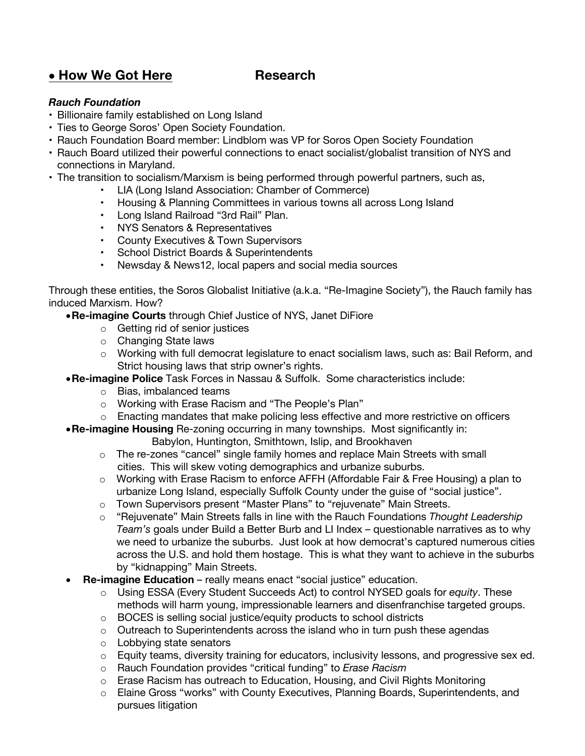## • How We Got Here Research

***Rauch Foundation***

- Billionaire family established on Long Island
- Ties to George Soros' Open Society Foundation.
- Rauch Foundation Board member: Lindblom was VP for Soros Open Society Foundation
- Rauch Board utilized their powerful connections to enact socialist/globalist transition of NYS and connections in Maryland.
- The transition to socialism/Marxism is being performed through powerful partners, such as,
  - LIA (Long Island Association: Chamber of Commerce)
  - Housing & Planning Committees in various towns all across Long Island
  - Long Island Railroad "3rd Rail" Plan.
  - NYS Senators & Representatives
  - County Executives & Town Supervisors
  - School District Boards & Superintendents
  - Newsday & News12, local papers and social media sources

Through these entities, the Soros Globalist Initiative (a.k.a. "Re-Imagine Society"), the Rauch family has induced Marxism. How?

- **Re-imagine Courts** through Chief Justice of NYS, Janet DiFiore
  - Getting rid of senior justices
  - Changing State laws
  - Working with full democrat legislature to enact socialism laws, such as: Bail Reform, and Strict housing laws that strip owner's rights.
- **Re-imagine Police** Task Forces in Nassau & Suffolk. Some characteristics include:
  - Bias, imbalanced teams
  - Working with Erase Racism and "The People's Plan"
  - Enacting mandates that make policing less effective and more restrictive on officers
- **Re-imagine Housing** Re-zoning occurring in many townships. Most significantly in: Babylon, Huntington, Smithtown, Islip, and Brookhaven
  - The re-zones "cancel" single family homes and replace Main Streets with small cities. This will skew voting demographics and urbanize suburbs.
  - Working with Erase Racism to enforce AFFH (Affordable Fair & Free Housing) a plan to urbanize Long Island, especially Suffolk County under the guise of "social justice".
  - Town Supervisors present "Master Plans" to "rejuvenate" Main Streets.
  - "Rejuvenate" Main Streets falls in line with the Rauch Foundations *Thought Leadership Team's* goals under Build a Better Burb and LI Index – questionable narratives as to why we need to urbanize the suburbs. Just look at how democrat's captured numerous cities across the U.S. and hold them hostage. This is what they want to achieve in the suburbs by "kidnapping" Main Streets.
- **Re-imagine Education** – really means enact "social justice" education.
  - Using ESSA (Every Student Succeeds Act) to control NYSED goals for *equity*. These methods will harm young, impressionable learners and disenfranchise targeted groups.
  - BOCES is selling social justice/equity products to school districts
  - Outreach to Superintendents across the island who in turn push these agendas
  - Lobbying state senators
  - Equity teams, diversity training for educators, inclusivity lessons, and progressive sex ed.
  - Rauch Foundation provides "critical funding" to *Erase Racism*
  - Erase Racism has outreach to Education, Housing, and Civil Rights Monitoring
  - Elaine Gross "works" with County Executives, Planning Boards, Superintendents, and pursues litigation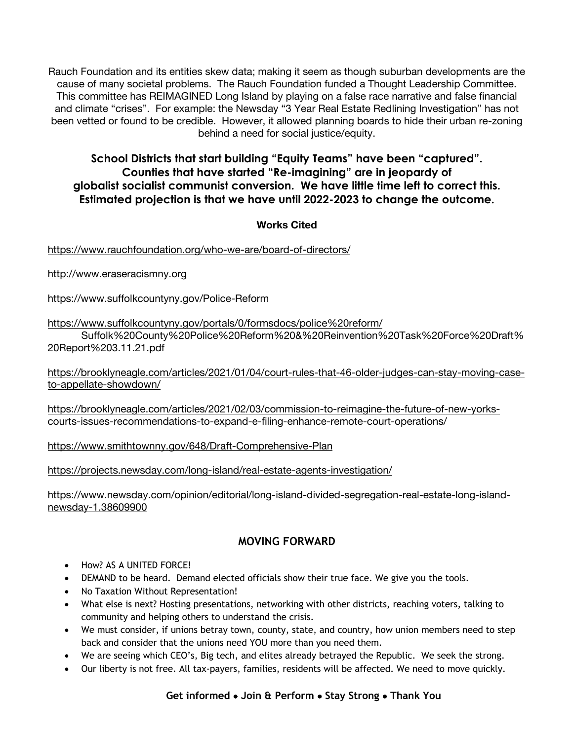Rauch Foundation and its entities skew data; making it seem as though suburban developments are the cause of many societal problems. The Rauch Foundation funded a Thought Leadership Committee. This committee has REIMAGINED Long Island by playing on a false race narrative and false financial and climate "crises". For example: the Newsday "3 Year Real Estate Redlining Investigation" has not been vetted or found to be credible. However, it allowed planning boards to hide their urban re-zoning behind a need for social justice/equity.

**School Districts that start building "Equity Teams" have been "captured". Counties that have started "Re-imagining" are in jeopardy of globalist socialist communist conversion. We have little time left to correct this. Estimated projection is that we have until 2022-2023 to change the outcome.**

**Works Cited**

https://www.rauchfoundation.org/who-we-are/board-of-directors/

http://www.eraseracismny.org

https://www.suffolkcountyny.gov/Police-Reform

https://www.suffolkcountyny.gov/portals/0/formsdocs/police%20reform/Suffolk%20County%20Police%20Reform%20&%20Reinvention%20Task%20Force%20Draft%20Report%203.11.21.pdf

https://brooklyneagle.com/articles/2021/01/04/court-rules-that-46-older-judges-can-stay-moving-case-to-appellate-showdown/

https://brooklyneagle.com/articles/2021/02/03/commission-to-reimagine-the-future-of-new-yorks-courts-issues-recommendations-to-expand-e-filing-enhance-remote-court-operations/

https://www.smithtownny.gov/648/Draft-Comprehensive-Plan

https://projects.newsday.com/long-island/real-estate-agents-investigation/

https://www.newsday.com/opinion/editorial/long-island-divided-segregation-real-estate-long-island-newsday-1.38609900

## MOVING FORWARD

- How? AS A UNITED FORCE!
- DEMAND to be heard. Demand elected officials show their true face. We give you the tools.
- No Taxation Without Representation!
- What else is next? Hosting presentations, networking with other districts, reaching voters, talking to community and helping others to understand the crisis.
- We must consider, if unions betray town, county, state, and country, how union members need to step back and consider that the unions need YOU more than you need them.
- We are seeing which CEO's, Big tech, and elites already betrayed the Republic. We seek the strong.
- Our liberty is not free. All tax-payers, families, residents will be affected. We need to move quickly.

**Get informed • Join & Perform • Stay Strong • Thank You**